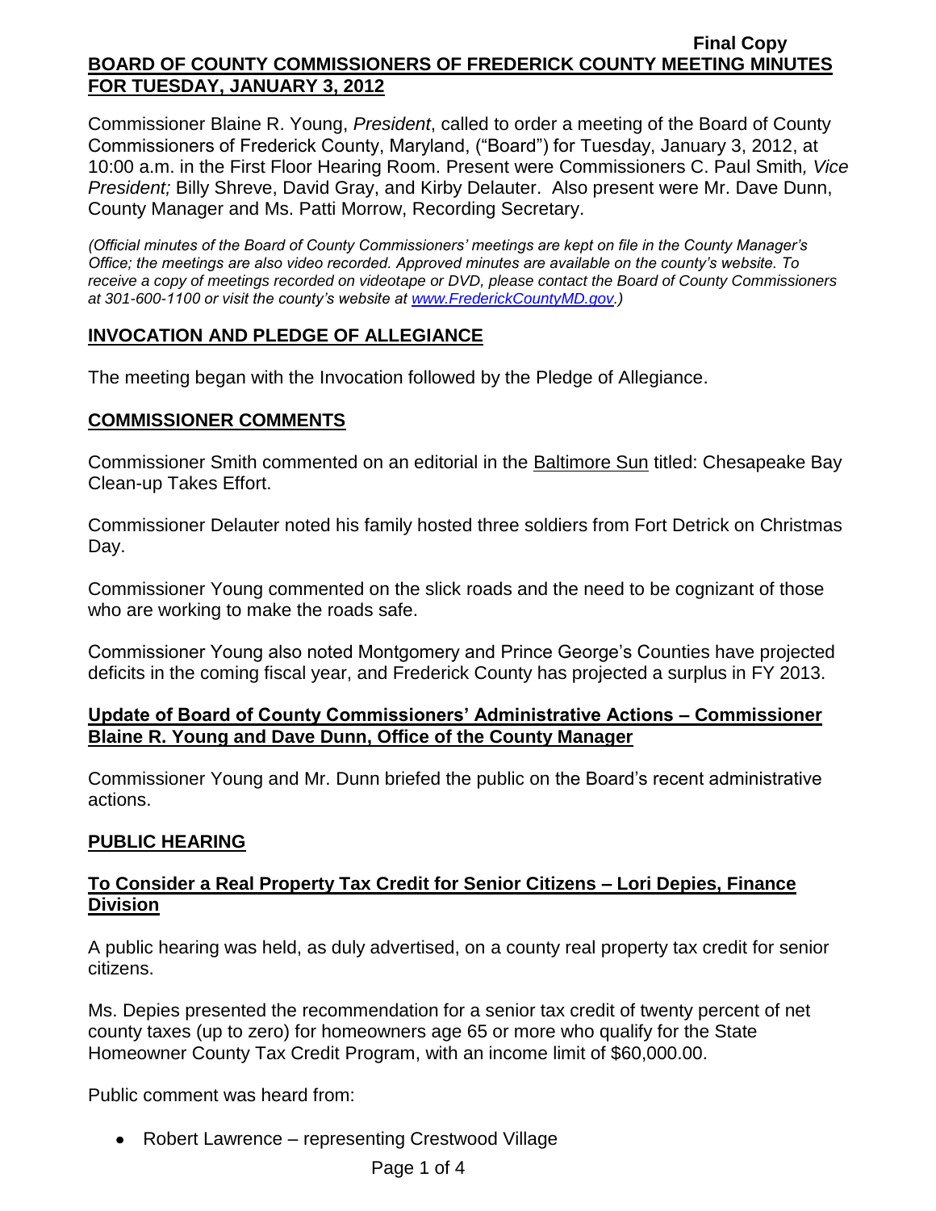**Final Copy**

# BOARD OF COUNTY COMMISSIONERS OF FREDERICK COUNTY MEETING MINUTES FOR TUESDAY, JANUARY 3, 2012

Commissioner Blaine R. Young, *President*, called to order a meeting of the Board of County Commissioners of Frederick County, Maryland, ("Board") for Tuesday, January 3, 2012, at 10:00 a.m. in the First Floor Hearing Room. Present were Commissioners C. Paul Smith*, Vice President;* Billy Shreve, David Gray, and Kirby Delauter. Also present were Mr. Dave Dunn, County Manager and Ms. Patti Morrow, Recording Secretary.

*(Official minutes of the Board of County Commissioners' meetings are kept on file in the County Manager's Office; the meetings are also video recorded. Approved minutes are available on the county's website. To receive a copy of meetings recorded on videotape or DVD, please contact the Board of County Commissioners at 301-600-1100 or visit the county's website at www.FrederickCountyMD.gov.)*

## INVOCATION AND PLEDGE OF ALLEGIANCE

The meeting began with the Invocation followed by the Pledge of Allegiance.

## COMMISSIONER COMMENTS

Commissioner Smith commented on an editorial in the Baltimore Sun titled: Chesapeake Bay Clean-up Takes Effort.

Commissioner Delauter noted his family hosted three soldiers from Fort Detrick on Christmas Day.

Commissioner Young commented on the slick roads and the need to be cognizant of those who are working to make the roads safe.

Commissioner Young also noted Montgomery and Prince George's Counties have projected deficits in the coming fiscal year, and Frederick County has projected a surplus in FY 2013.

## Update of Board of County Commissioners' Administrative Actions – Commissioner Blaine R. Young and Dave Dunn, Office of the County Manager

Commissioner Young and Mr. Dunn briefed the public on the Board's recent administrative actions.

## PUBLIC HEARING

## To Consider a Real Property Tax Credit for Senior Citizens – Lori Depies, Finance Division

A public hearing was held, as duly advertised, on a county real property tax credit for senior citizens.

Ms. Depies presented the recommendation for a senior tax credit of twenty percent of net county taxes (up to zero) for homeowners age 65 or more who qualify for the State Homeowner County Tax Credit Program, with an income limit of $60,000.00.

Public comment was heard from:

- Robert Lawrence – representing Crestwood Village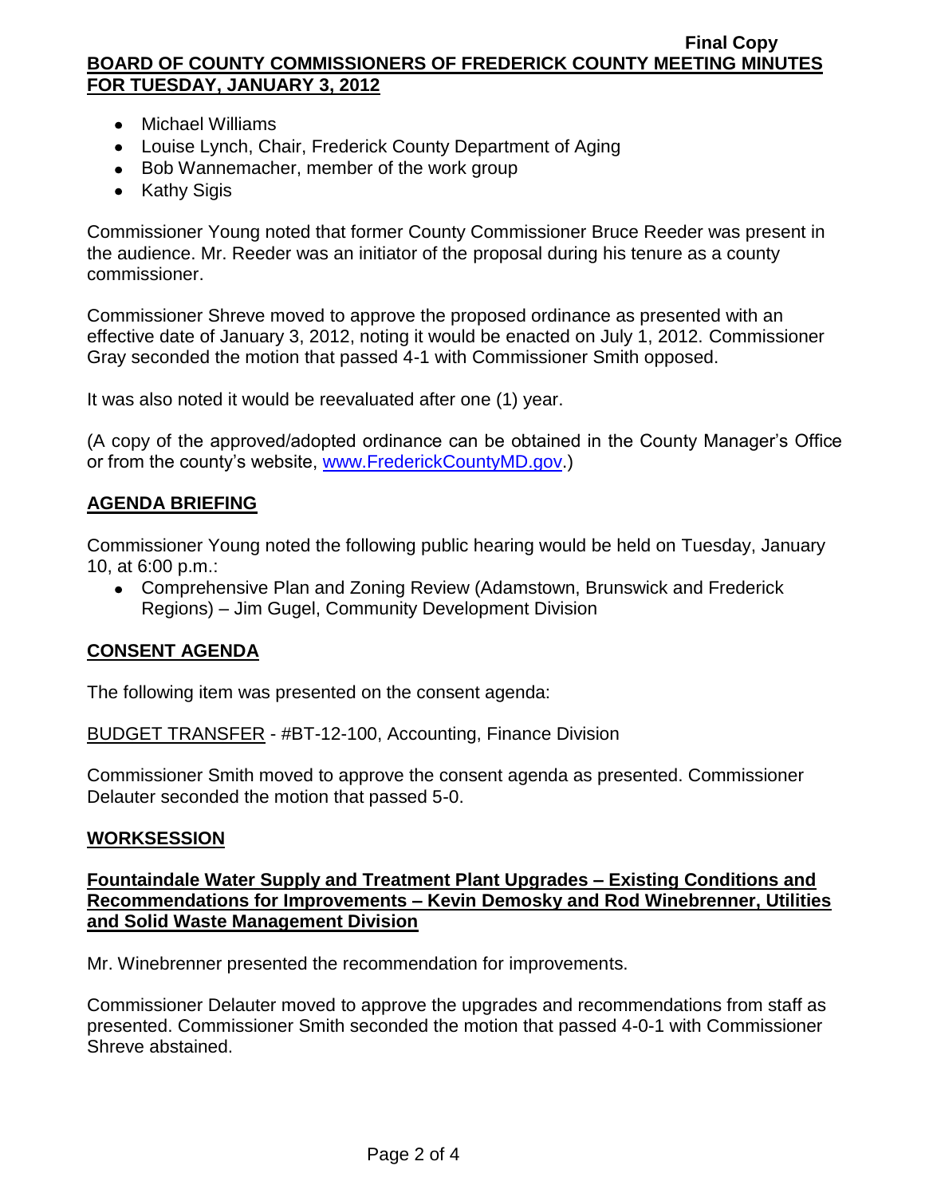- Michael Williams
- Louise Lynch, Chair, Frederick County Department of Aging
- Bob Wannemacher, member of the work group
- Kathy Sigis

Commissioner Young noted that former County Commissioner Bruce Reeder was present in the audience. Mr. Reeder was an initiator of the proposal during his tenure as a county commissioner.

Commissioner Shreve moved to approve the proposed ordinance as presented with an effective date of January 3, 2012, noting it would be enacted on July 1, 2012. Commissioner Gray seconded the motion that passed 4-1 with Commissioner Smith opposed.

It was also noted it would be reevaluated after one (1) year.

(A copy of the approved/adopted ordinance can be obtained in the County Manager's Office or from the county's website, www.FrederickCountyMD.gov.)

## AGENDA BRIEFING

Commissioner Young noted the following public hearing would be held on Tuesday, January 10, at 6:00 p.m.:

- Comprehensive Plan and Zoning Review (Adamstown, Brunswick and Frederick Regions) – Jim Gugel, Community Development Division

## CONSENT AGENDA

The following item was presented on the consent agenda:

BUDGET TRANSFER - #BT-12-100, Accounting, Finance Division

Commissioner Smith moved to approve the consent agenda as presented. Commissioner Delauter seconded the motion that passed 5-0.

## WORKSESSION

### Fountaindale Water Supply and Treatment Plant Upgrades – Existing Conditions and Recommendations for Improvements – Kevin Demosky and Rod Winebrenner, Utilities and Solid Waste Management Division

Mr. Winebrenner presented the recommendation for improvements.

Commissioner Delauter moved to approve the upgrades and recommendations from staff as presented. Commissioner Smith seconded the motion that passed 4-0-1 with Commissioner Shreve abstained.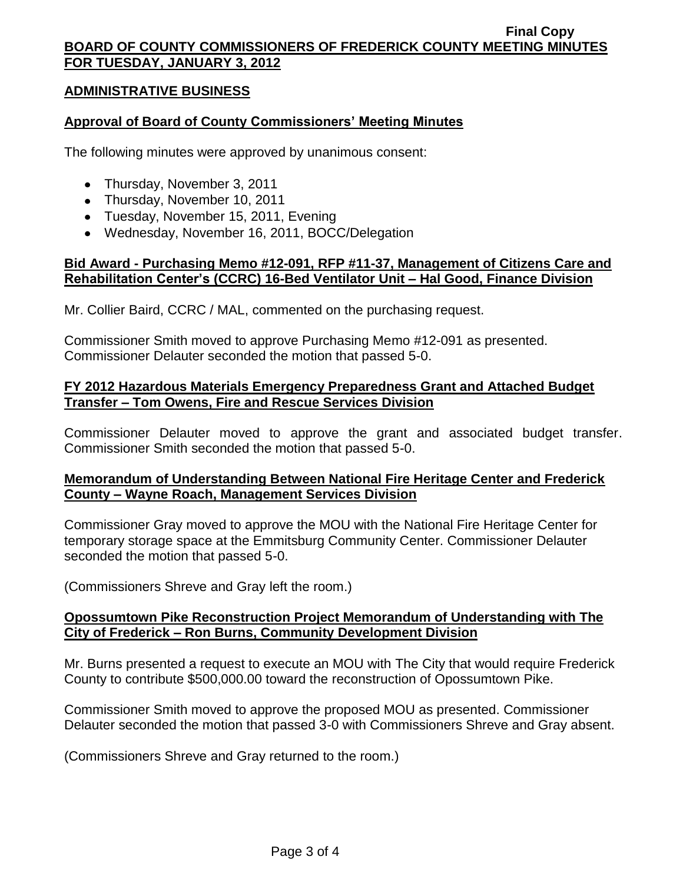## ADMINISTRATIVE BUSINESS

### Approval of Board of County Commissioners' Meeting Minutes

The following minutes were approved by unanimous consent:

- Thursday, November 3, 2011
- Thursday, November 10, 2011
- Tuesday, November 15, 2011, Evening
- Wednesday, November 16, 2011, BOCC/Delegation

### Bid Award - Purchasing Memo #12-091, RFP #11-37, Management of Citizens Care and Rehabilitation Center's (CCRC) 16-Bed Ventilator Unit – Hal Good, Finance Division

Mr. Collier Baird, CCRC / MAL, commented on the purchasing request.

Commissioner Smith moved to approve Purchasing Memo #12-091 as presented. Commissioner Delauter seconded the motion that passed 5-0.

### FY 2012 Hazardous Materials Emergency Preparedness Grant and Attached Budget Transfer – Tom Owens, Fire and Rescue Services Division

Commissioner Delauter moved to approve the grant and associated budget transfer. Commissioner Smith seconded the motion that passed 5-0.

### Memorandum of Understanding Between National Fire Heritage Center and Frederick County – Wayne Roach, Management Services Division

Commissioner Gray moved to approve the MOU with the National Fire Heritage Center for temporary storage space at the Emmitsburg Community Center. Commissioner Delauter seconded the motion that passed 5-0.

(Commissioners Shreve and Gray left the room.)

### Opossumtown Pike Reconstruction Project Memorandum of Understanding with The City of Frederick – Ron Burns, Community Development Division

Mr. Burns presented a request to execute an MOU with The City that would require Frederick County to contribute $500,000.00 toward the reconstruction of Opossumtown Pike.

Commissioner Smith moved to approve the proposed MOU as presented. Commissioner Delauter seconded the motion that passed 3-0 with Commissioners Shreve and Gray absent.

(Commissioners Shreve and Gray returned to the room.)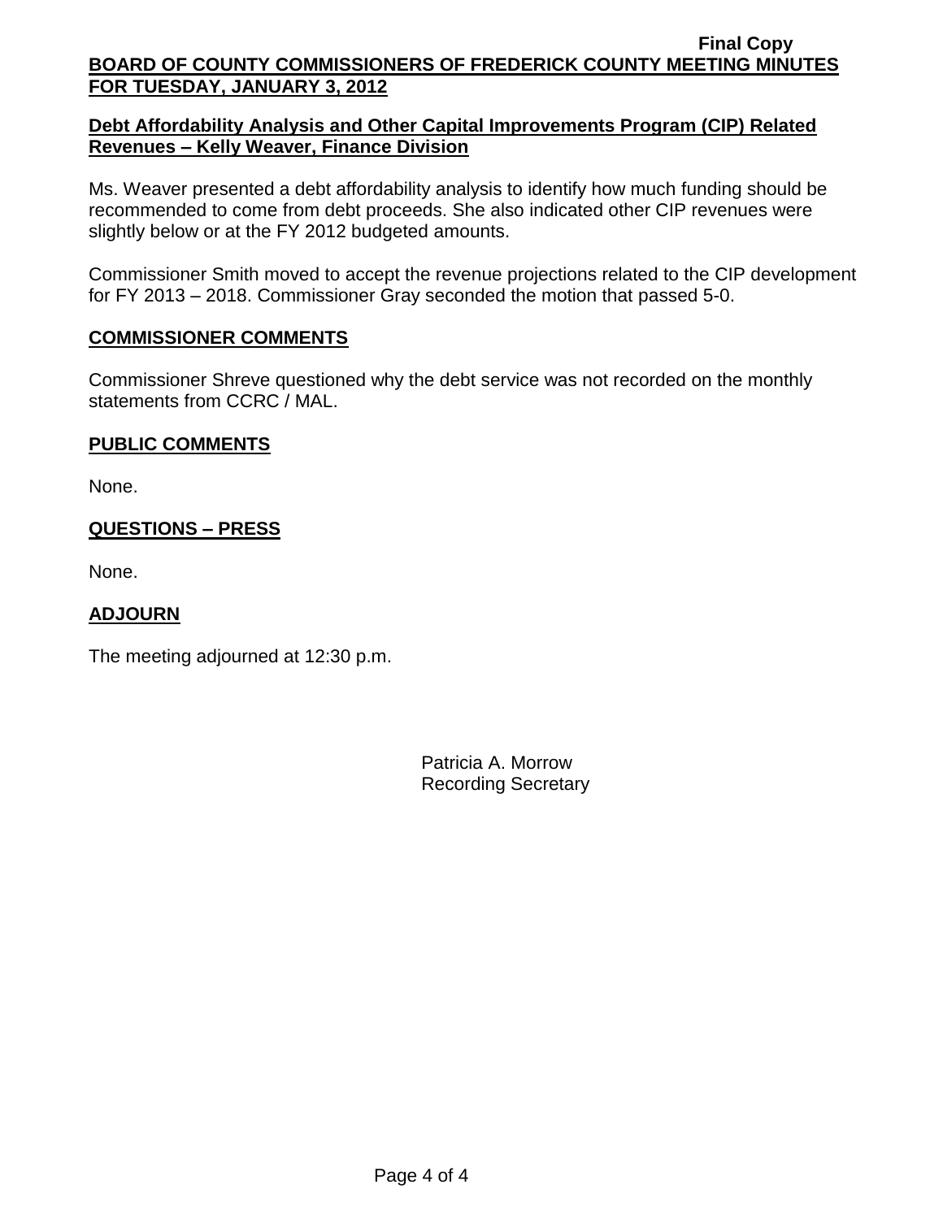**Debt Affordability Analysis and Other Capital Improvements Program (CIP) Related Revenues – Kelly Weaver, Finance Division**

Ms. Weaver presented a debt affordability analysis to identify how much funding should be recommended to come from debt proceeds. She also indicated other CIP revenues were slightly below or at the FY 2012 budgeted amounts.

Commissioner Smith moved to accept the revenue projections related to the CIP development for FY 2013 – 2018. Commissioner Gray seconded the motion that passed 5-0.

## COMMISSIONER COMMENTS

Commissioner Shreve questioned why the debt service was not recorded on the monthly statements from CCRC / MAL.

## PUBLIC COMMENTS

None.

## QUESTIONS – PRESS

None.

## ADJOURN

The meeting adjourned at 12:30 p.m.

Patricia A. Morrow
Recording Secretary